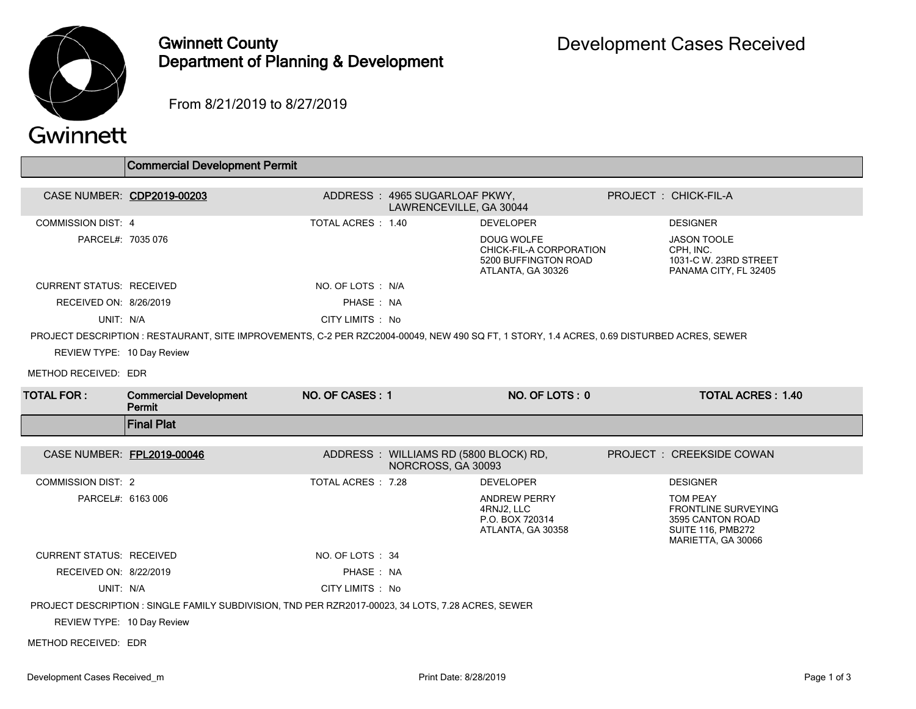# Gwinnett County Department of Planning & Development

# Development Cases Received

From 8/21/2019 to 8/27/2019

## Commercial Development Permit

| | | | |
|---|---|---|---|
| CASE NUMBER: **CDP2019-00203** | ADDRESS : 4965 SUGARLOAF PKWY, LAWRENCEVILLE, GA 30044 | | PROJECT : CHICK-FIL-A |
| COMMISSION DIST: 4 | TOTAL ACRES : 1.40 | DEVELOPER | DESIGNER |
| PARCEL#: 7035 076 | | DOUG WOLFE<br>CHICK-FIL-A CORPORATION<br>5200 BUFFINGTON ROAD<br>ATLANTA, GA 30326 | JASON TOOLE<br>CPH, INC.<br>1031-C W. 23RD STREET<br>PANAMA CITY, FL 32405 |
| CURRENT STATUS: RECEIVED | NO. OF LOTS : N/A | | |
| RECEIVED ON: 8/26/2019 | PHASE : NA | | |
| UNIT: N/A | CITY LIMITS : No | | |

PROJECT DESCRIPTION : RESTAURANT, SITE IMPROVEMENTS, C-2 PER RZC2004-00049, NEW 490 SQ FT, 1 STORY, 1.4 ACRES, 0.69 DISTURBED ACRES, SEWER

REVIEW TYPE: 10 Day Review

METHOD RECEIVED: EDR

| TOTAL FOR : | Commercial Development Permit | NO. OF CASES : 1 | NO. OF LOTS : 0 | TOTAL ACRES : 1.40 |
|---|---|---|---|---|

## Final Plat

| | | | |
|---|---|---|---|
| CASE NUMBER: **FPL2019-00046** | ADDRESS : WILLIAMS RD (5800 BLOCK) RD, NORCROSS, GA 30093 | | PROJECT : CREEKSIDE COWAN |
| COMMISSION DIST: 2 | TOTAL ACRES : 7.28 | DEVELOPER | DESIGNER |
| PARCEL#: 6163 006 | | ANDREW PERRY<br>4RNJ2, LLC<br>P.O. BOX 720314<br>ATLANTA, GA 30358 | TOM PEAY<br>FRONTLINE SURVEYING<br>3595 CANTON ROAD<br>SUITE 116, PMB272<br>MARIETTA, GA 30066 |
| CURRENT STATUS: RECEIVED | NO. OF LOTS : 34 | | |
| RECEIVED ON: 8/22/2019 | PHASE : NA | | |
| UNIT: N/A | CITY LIMITS : No | | |

PROJECT DESCRIPTION : SINGLE FAMILY SUBDIVISION, TND PER RZR2017-00023, 34 LOTS, 7.28 ACRES, SEWER

REVIEW TYPE: 10 Day Review

METHOD RECEIVED: EDR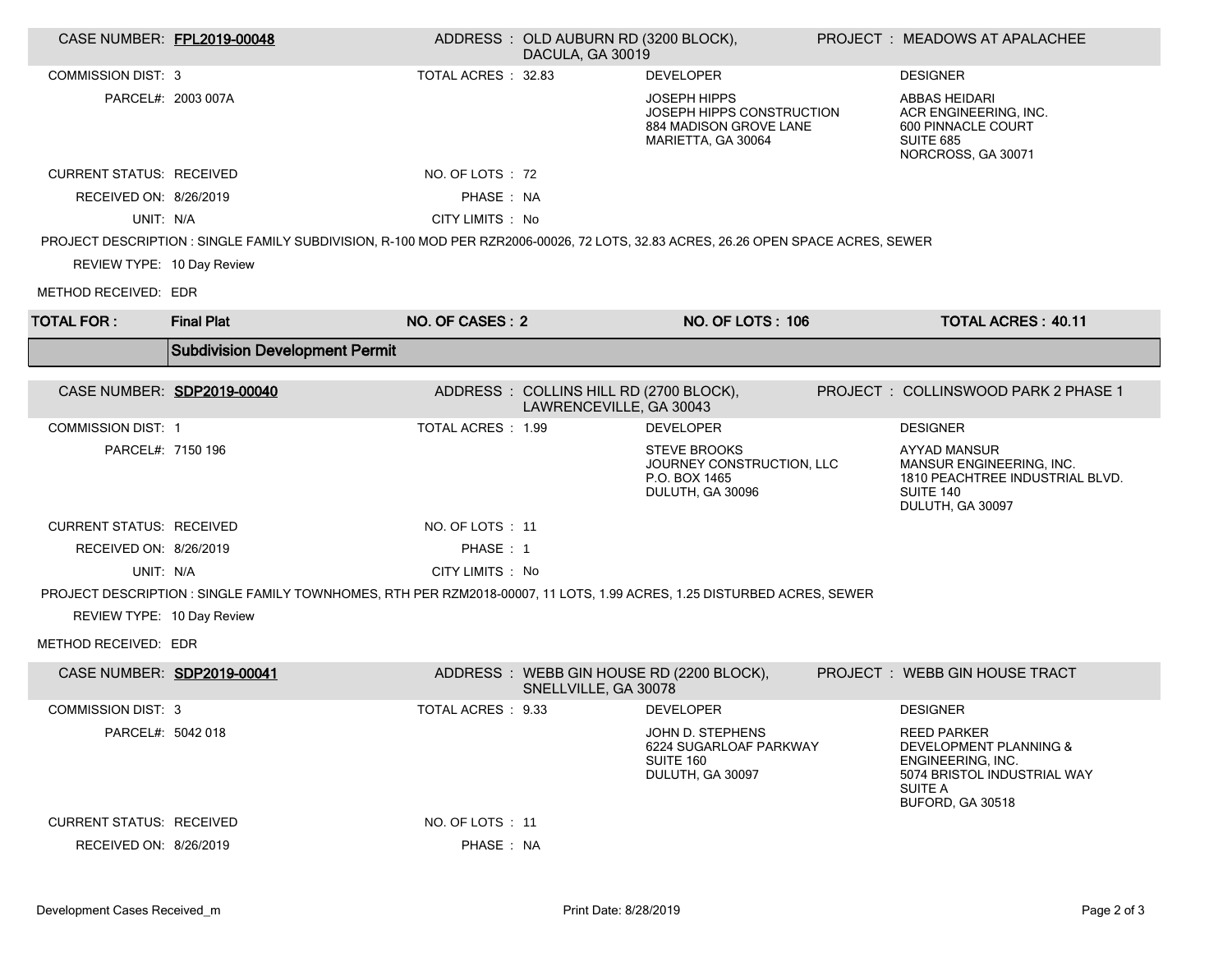| CASE NUMBER: **FPL2019-00048** | ADDRESS : OLD AUBURN RD (3200 BLOCK), DACULA, GA 30019 | PROJECT : MEADOWS AT APALACHEE |
|---|---|---|

| | | | |
|---|---|---|---|
| COMMISSION DIST: 3 | TOTAL ACRES : 32.83 | DEVELOPER | DESIGNER |
| PARCEL#: 2003 007A | | JOSEPH HIPPS<br>JOSEPH HIPPS CONSTRUCTION<br>884 MADISON GROVE LANE<br>MARIETTA, GA 30064 | ABBAS HEIDARI<br>ACR ENGINEERING, INC.<br>600 PINNACLE COURT<br>SUITE 685<br>NORCROSS, GA 30071 |
| CURRENT STATUS: RECEIVED | NO. OF LOTS : 72 | | |
| RECEIVED ON: 8/26/2019 | PHASE : NA | | |
| UNIT: N/A | CITY LIMITS : No | | |

PROJECT DESCRIPTION : SINGLE FAMILY SUBDIVISION, R-100 MOD PER RZR2006-00026, 72 LOTS, 32.83 ACRES, 26.26 OPEN SPACE ACRES, SEWER

REVIEW TYPE: 10 Day Review

METHOD RECEIVED: EDR

| **TOTAL FOR :** | **Final Plat** | **NO. OF CASES : 2** | **NO. OF LOTS : 106** | **TOTAL ACRES : 40.11** |
|---|---|---|---|---|

## Subdivision Development Permit

| CASE NUMBER: **SDP2019-00040** | ADDRESS : COLLINS HILL RD (2700 BLOCK), LAWRENCEVILLE, GA 30043 | PROJECT : COLLINSWOOD PARK 2 PHASE 1 |
|---|---|---|

| | | | |
|---|---|---|---|
| COMMISSION DIST: 1 | TOTAL ACRES : 1.99 | DEVELOPER | DESIGNER |
| PARCEL#: 7150 196 | | STEVE BROOKS<br>JOURNEY CONSTRUCTION, LLC<br>P.O. BOX 1465<br>DULUTH, GA 30096 | AYYAD MANSUR<br>MANSUR ENGINEERING, INC.<br>1810 PEACHTREE INDUSTRIAL BLVD.<br>SUITE 140<br>DULUTH, GA 30097 |
| CURRENT STATUS: RECEIVED | NO. OF LOTS : 11 | | |
| RECEIVED ON: 8/26/2019 | PHASE : 1 | | |
| UNIT: N/A | CITY LIMITS : No | | |

PROJECT DESCRIPTION : SINGLE FAMILY TOWNHOMES, RTH PER RZM2018-00007, 11 LOTS, 1.99 ACRES, 1.25 DISTURBED ACRES, SEWER

REVIEW TYPE: 10 Day Review

METHOD RECEIVED: EDR

| CASE NUMBER: **SDP2019-00041** | ADDRESS : WEBB GIN HOUSE RD (2200 BLOCK), SNELLVILLE, GA 30078 | PROJECT : WEBB GIN HOUSE TRACT |
|---|---|---|

| | | | |
|---|---|---|---|
| COMMISSION DIST: 3 | TOTAL ACRES : 9.33 | DEVELOPER | DESIGNER |
| PARCEL#: 5042 018 | | JOHN D. STEPHENS<br>6224 SUGARLOAF PARKWAY<br>SUITE 160<br>DULUTH, GA 30097 | REED PARKER<br>DEVELOPMENT PLANNING & ENGINEERING, INC.<br>5074 BRISTOL INDUSTRIAL WAY<br>SUITE A<br>BUFORD, GA 30518 |
| CURRENT STATUS: RECEIVED | NO. OF LOTS : 11 | | |
| RECEIVED ON: 8/26/2019 | PHASE : NA | | |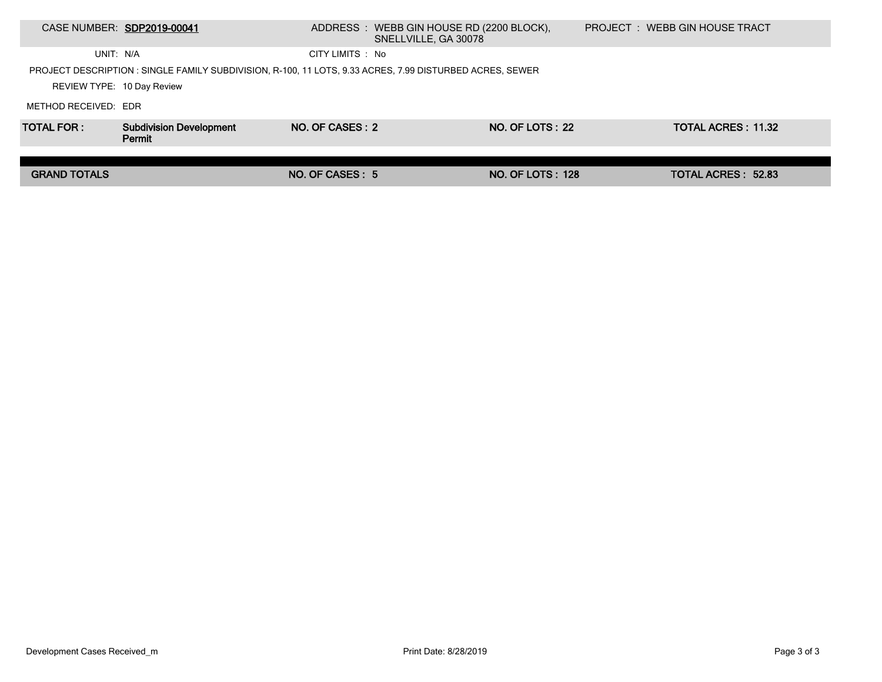| CASE NUMBER: **SDP2019-00041** | ADDRESS : WEBB GIN HOUSE RD (2200 BLOCK), SNELLVILLE, GA 30078 | PROJECT : WEBB GIN HOUSE TRACT |
|---|---|---|
| UNIT: N/A | CITY LIMITS : No | |

PROJECT DESCRIPTION : SINGLE FAMILY SUBDIVISION, R-100, 11 LOTS, 9.33 ACRES, 7.99 DISTURBED ACRES, SEWER

REVIEW TYPE: 10 Day Review

METHOD RECEIVED: EDR

| **TOTAL FOR :** | **Subdivision Development Permit** | **NO. OF CASES : 2** | **NO. OF LOTS : 22** | **TOTAL ACRES : 11.32** |
|---|---|---|---|---|

| **GRAND TOTALS** | **NO. OF CASES : 5** | **NO. OF LOTS : 128** | **TOTAL ACRES : 52.83** |
|---|---|---|---|

Development Cases Received_m

Print Date: 8/28/2019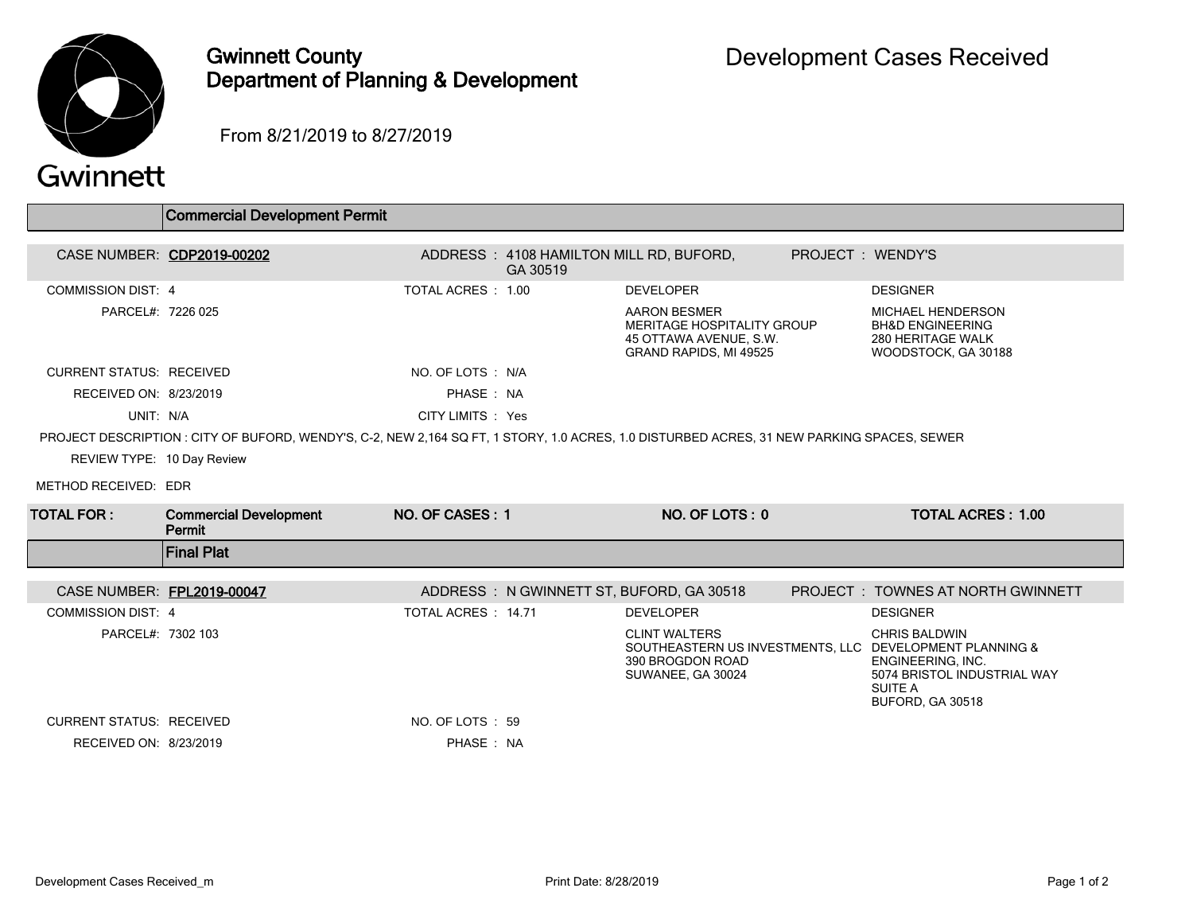# Gwinnett County Department of Planning & Development

# Development Cases Received

From 8/21/2019 to 8/27/2019

## Commercial Development Permit

| | | | | | |
|---|---|---|---|---|---|
| CASE NUMBER: | **CDP2019-00202** | ADDRESS : | 4108 HAMILTON MILL RD, BUFORD, GA 30519 | PROJECT : | WENDY'S |
| COMMISSION DIST: | 4 | TOTAL ACRES : | 1.00 | DEVELOPER | DESIGNER |
| PARCEL#: | 7226 025 | | | AARON BESMER<br>MERITAGE HOSPITALITY GROUP<br>45 OTTAWA AVENUE, S.W.<br>GRAND RAPIDS, MI 49525 | MICHAEL HENDERSON<br>BH&D ENGINEERING<br>280 HERITAGE WALK<br>WOODSTOCK, GA 30188 |
| CURRENT STATUS: | RECEIVED | NO. OF LOTS : | N/A | | |
| RECEIVED ON: | 8/23/2019 | PHASE : | NA | | |
| UNIT: | N/A | CITY LIMITS : | Yes | | |

PROJECT DESCRIPTION : CITY OF BUFORD, WENDY'S, C-2, NEW 2,164 SQ FT, 1 STORY, 1.0 ACRES, 1.0 DISTURBED ACRES, 31 NEW PARKING SPACES, SEWER

REVIEW TYPE: 10 Day Review

METHOD RECEIVED: EDR

| **TOTAL FOR :** | **Commercial Development Permit** | **NO. OF CASES : 1** | **NO. OF LOTS : 0** | **TOTAL ACRES : 1.00** |
|---|---|---|---|---|

## Final Plat

| | | | | | |
|---|---|---|---|---|---|
| CASE NUMBER: | **FPL2019-00047** | ADDRESS : | N GWINNETT ST, BUFORD, GA 30518 | PROJECT : | TOWNES AT NORTH GWINNETT |
| COMMISSION DIST: | 4 | TOTAL ACRES : | 14.71 | DEVELOPER | DESIGNER |
| PARCEL#: | 7302 103 | | | CLINT WALTERS<br>SOUTHEASTERN US INVESTMENTS, LLC<br>390 BROGDON ROAD<br>SUWANEE, GA 30024 | CHRIS BALDWIN<br>DEVELOPMENT PLANNING & ENGINEERING, INC.<br>5074 BRISTOL INDUSTRIAL WAY<br>SUITE A<br>BUFORD, GA 30518 |
| CURRENT STATUS: | RECEIVED | NO. OF LOTS : | 59 | | |
| RECEIVED ON: | 8/23/2019 | PHASE : | NA | | |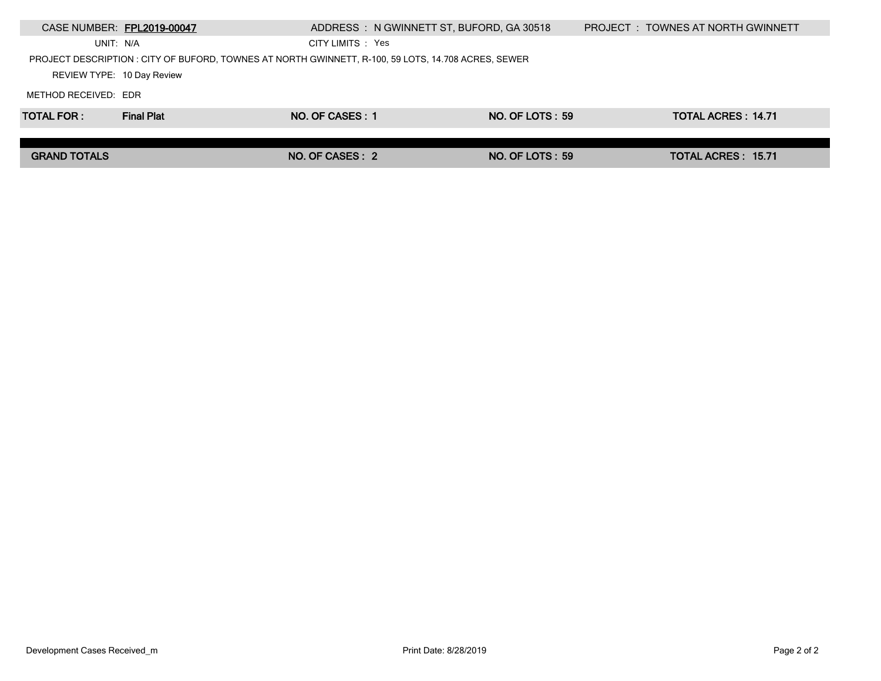CASE NUMBER: **FPL2019-00047** ADDRESS : N GWINNETT ST, BUFORD, GA 30518 PROJECT : TOWNES AT NORTH GWINNETT

UNIT: N/A CITY LIMITS : Yes

PROJECT DESCRIPTION : CITY OF BUFORD, TOWNES AT NORTH GWINNETT, R-100, 59 LOTS, 14.708 ACRES, SEWER

REVIEW TYPE: 10 Day Review

METHOD RECEIVED: EDR

| | | | | |
|---|---|---|---|---|
| **TOTAL FOR :** | **Final Plat** | **NO. OF CASES : 1** | **NO. OF LOTS : 59** | **TOTAL ACRES : 14.71** |
| **GRAND TOTALS** | | **NO. OF CASES : 2** | **NO. OF LOTS : 59** | **TOTAL ACRES : 15.71** |

Development Cases Received_m Print Date: 8/28/2019